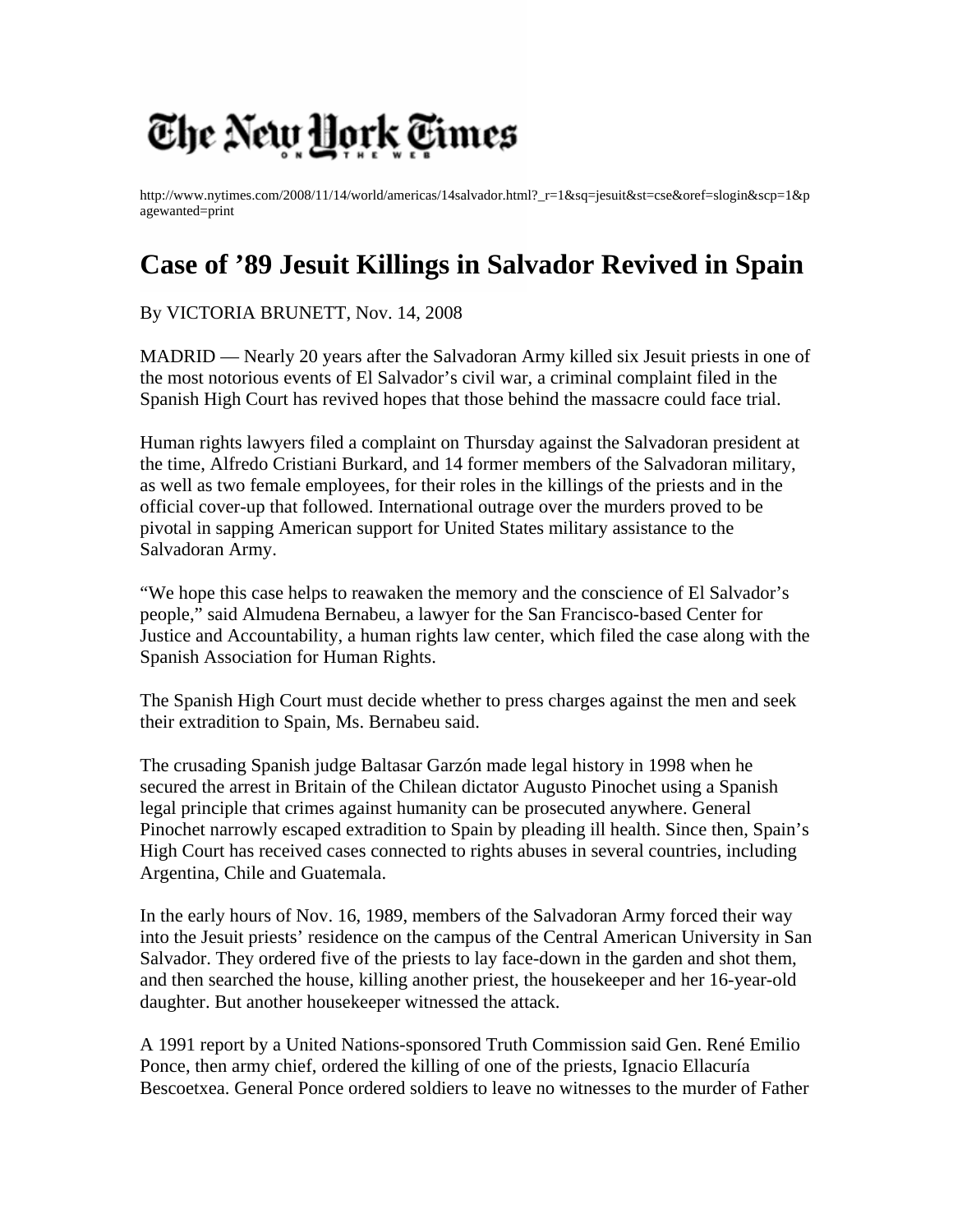The New York Times

http://www.nytimes.com/2008/11/14/world/americas/14salvador.html?_r=1&sq=jesuit&st=cse&oref=slogin&scp=1&pagewanted=print

# Case of '89 Jesuit Killings in Salvador Revived in Spain

By VICTORIA BRUNETT, Nov. 14, 2008

MADRID — Nearly 20 years after the Salvadoran Army killed six Jesuit priests in one of the most notorious events of El Salvador's civil war, a criminal complaint filed in the Spanish High Court has revived hopes that those behind the massacre could face trial.

Human rights lawyers filed a complaint on Thursday against the Salvadoran president at the time, Alfredo Cristiani Burkard, and 14 former members of the Salvadoran military, as well as two female employees, for their roles in the killings of the priests and in the official cover-up that followed. International outrage over the murders proved to be pivotal in sapping American support for United States military assistance to the Salvadoran Army.

"We hope this case helps to reawaken the memory and the conscience of El Salvador's people," said Almudena Bernabeu, a lawyer for the San Francisco-based Center for Justice and Accountability, a human rights law center, which filed the case along with the Spanish Association for Human Rights.

The Spanish High Court must decide whether to press charges against the men and seek their extradition to Spain, Ms. Bernabeu said.

The crusading Spanish judge Baltasar Garzón made legal history in 1998 when he secured the arrest in Britain of the Chilean dictator Augusto Pinochet using a Spanish legal principle that crimes against humanity can be prosecuted anywhere. General Pinochet narrowly escaped extradition to Spain by pleading ill health. Since then, Spain's High Court has received cases connected to rights abuses in several countries, including Argentina, Chile and Guatemala.

In the early hours of Nov. 16, 1989, members of the Salvadoran Army forced their way into the Jesuit priests' residence on the campus of the Central American University in San Salvador. They ordered five of the priests to lay face-down in the garden and shot them, and then searched the house, killing another priest, the housekeeper and her 16-year-old daughter. But another housekeeper witnessed the attack.

A 1991 report by a United Nations-sponsored Truth Commission said Gen. René Emilio Ponce, then army chief, ordered the killing of one of the priests, Ignacio Ellacuría Bescoetxea. General Ponce ordered soldiers to leave no witnesses to the murder of Father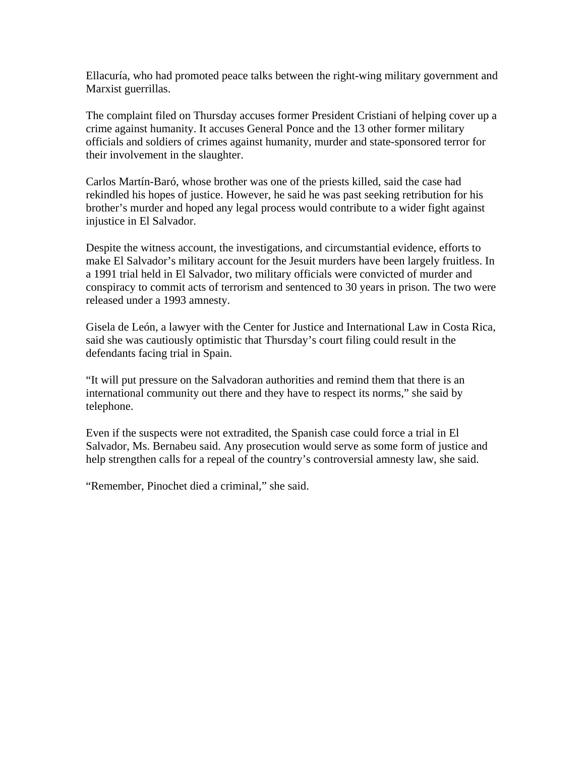Ellacuría, who had promoted peace talks between the right-wing military government and Marxist guerrillas.

The complaint filed on Thursday accuses former President Cristiani of helping cover up a crime against humanity. It accuses General Ponce and the 13 other former military officials and soldiers of crimes against humanity, murder and state-sponsored terror for their involvement in the slaughter.

Carlos Martín-Baró, whose brother was one of the priests killed, said the case had rekindled his hopes of justice. However, he said he was past seeking retribution for his brother's murder and hoped any legal process would contribute to a wider fight against injustice in El Salvador.

Despite the witness account, the investigations, and circumstantial evidence, efforts to make El Salvador's military account for the Jesuit murders have been largely fruitless. In a 1991 trial held in El Salvador, two military officials were convicted of murder and conspiracy to commit acts of terrorism and sentenced to 30 years in prison. The two were released under a 1993 amnesty.

Gisela de León, a lawyer with the Center for Justice and International Law in Costa Rica, said she was cautiously optimistic that Thursday's court filing could result in the defendants facing trial in Spain.

"It will put pressure on the Salvadoran authorities and remind them that there is an international community out there and they have to respect its norms," she said by telephone.

Even if the suspects were not extradited, the Spanish case could force a trial in El Salvador, Ms. Bernabeu said. Any prosecution would serve as some form of justice and help strengthen calls for a repeal of the country's controversial amnesty law, she said.

"Remember, Pinochet died a criminal," she said.